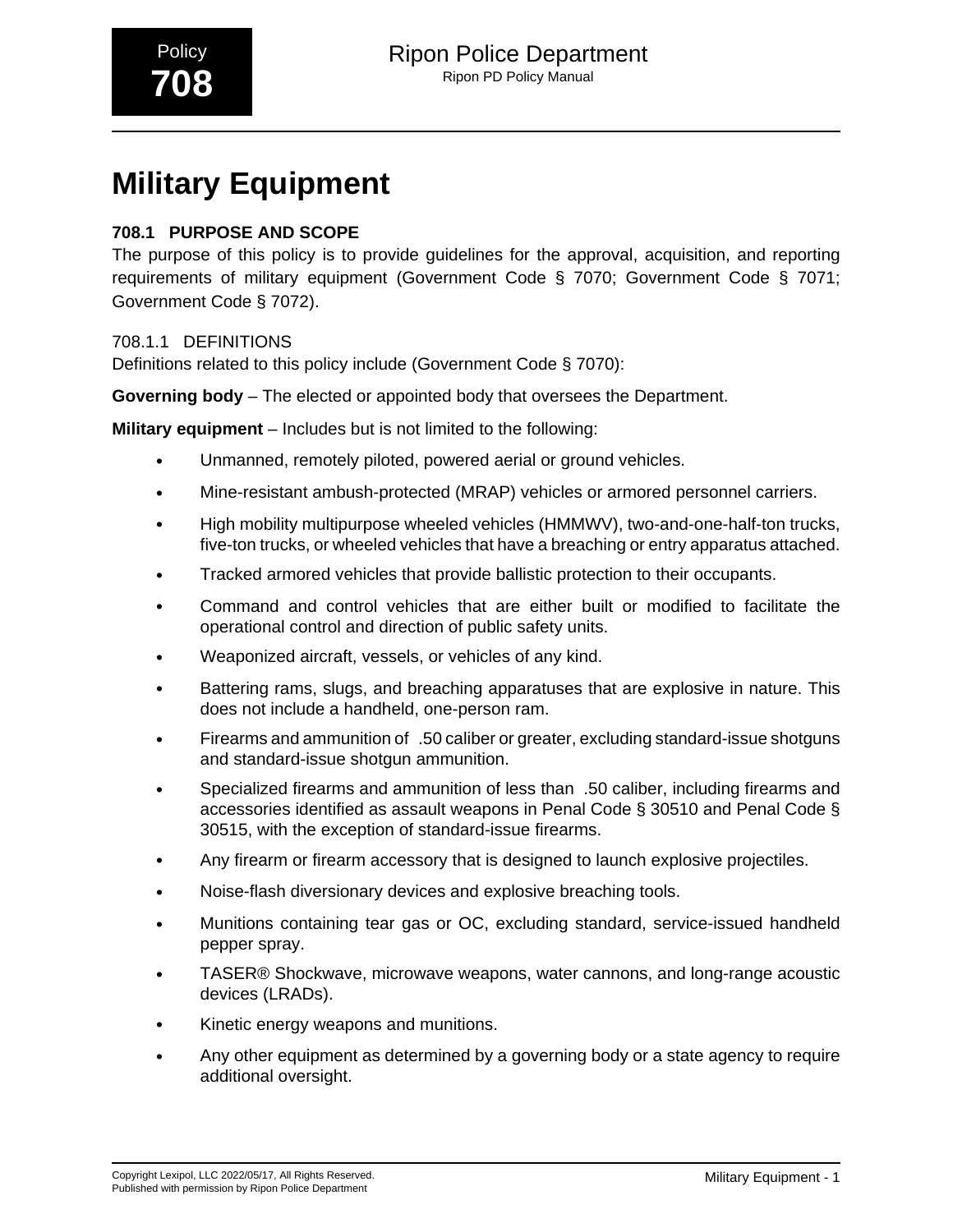# Military Equipment

## 708.1 PURPOSE AND SCOPE

The purpose of this policy is to provide guidelines for the approval, acquisition, and reporting requirements of military equipment (Government Code § 7070; Government Code § 7071; Government Code § 7072).

### 708.1.1 DEFINITIONS

Definitions related to this policy include (Government Code § 7070):

**Governing body** – The elected or appointed body that oversees the Department.

**Military equipment** – Includes but is not limited to the following:

- Unmanned, remotely piloted, powered aerial or ground vehicles.
- Mine-resistant ambush-protected (MRAP) vehicles or armored personnel carriers.
- High mobility multipurpose wheeled vehicles (HMMWV), two-and-one-half-ton trucks, five-ton trucks, or wheeled vehicles that have a breaching or entry apparatus attached.
- Tracked armored vehicles that provide ballistic protection to their occupants.
- Command and control vehicles that are either built or modified to facilitate the operational control and direction of public safety units.
- Weaponized aircraft, vessels, or vehicles of any kind.
- Battering rams, slugs, and breaching apparatuses that are explosive in nature. This does not include a handheld, one-person ram.
- Firearms and ammunition of .50 caliber or greater, excluding standard-issue shotguns and standard-issue shotgun ammunition.
- Specialized firearms and ammunition of less than .50 caliber, including firearms and accessories identified as assault weapons in Penal Code § 30510 and Penal Code § 30515, with the exception of standard-issue firearms.
- Any firearm or firearm accessory that is designed to launch explosive projectiles.
- Noise-flash diversionary devices and explosive breaching tools.
- Munitions containing tear gas or OC, excluding standard, service-issued handheld pepper spray.
- TASER® Shockwave, microwave weapons, water cannons, and long-range acoustic devices (LRADs).
- Kinetic energy weapons and munitions.
- Any other equipment as determined by a governing body or a state agency to require additional oversight.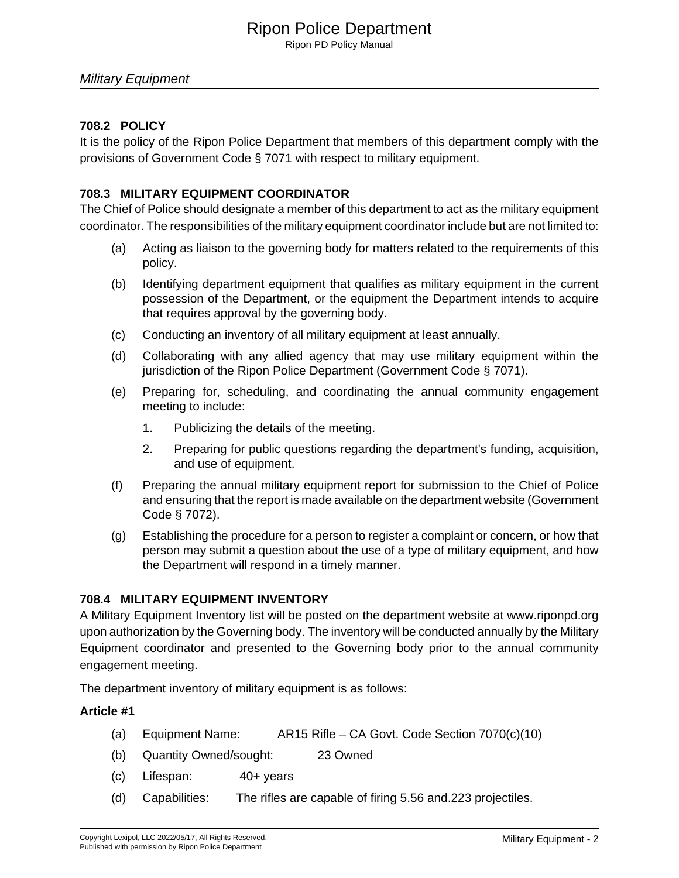## Military Equipment

### 708.2 POLICY

It is the policy of the Ripon Police Department that members of this department comply with the provisions of Government Code § 7071 with respect to military equipment.

### 708.3 MILITARY EQUIPMENT COORDINATOR

The Chief of Police should designate a member of this department to act as the military equipment coordinator. The responsibilities of the military equipment coordinator include but are not limited to:

(a) Acting as liaison to the governing body for matters related to the requirements of this policy.

(b) Identifying department equipment that qualifies as military equipment in the current possession of the Department, or the equipment the Department intends to acquire that requires approval by the governing body.

(c) Conducting an inventory of all military equipment at least annually.

(d) Collaborating with any allied agency that may use military equipment within the jurisdiction of the Ripon Police Department (Government Code § 7071).

(e) Preparing for, scheduling, and coordinating the annual community engagement meeting to include:

1. Publicizing the details of the meeting.
2. Preparing for public questions regarding the department's funding, acquisition, and use of equipment.

(f) Preparing the annual military equipment report for submission to the Chief of Police and ensuring that the report is made available on the department website (Government Code § 7072).

(g) Establishing the procedure for a person to register a complaint or concern, or how that person may submit a question about the use of a type of military equipment, and how the Department will respond in a timely manner.

### 708.4 MILITARY EQUIPMENT INVENTORY

A Military Equipment Inventory list will be posted on the department website at www.riponpd.org upon authorization by the Governing body. The inventory will be conducted annually by the Military Equipment coordinator and presented to the Governing body prior to the annual community engagement meeting.

The department inventory of military equipment is as follows:

**Article #1**

(a) Equipment Name: AR15 Rifle – CA Govt. Code Section 7070(c)(10)

(b) Quantity Owned/sought: 23 Owned

(c) Lifespan: 40+ years

(d) Capabilities: The rifles are capable of firing 5.56 and.223 projectiles.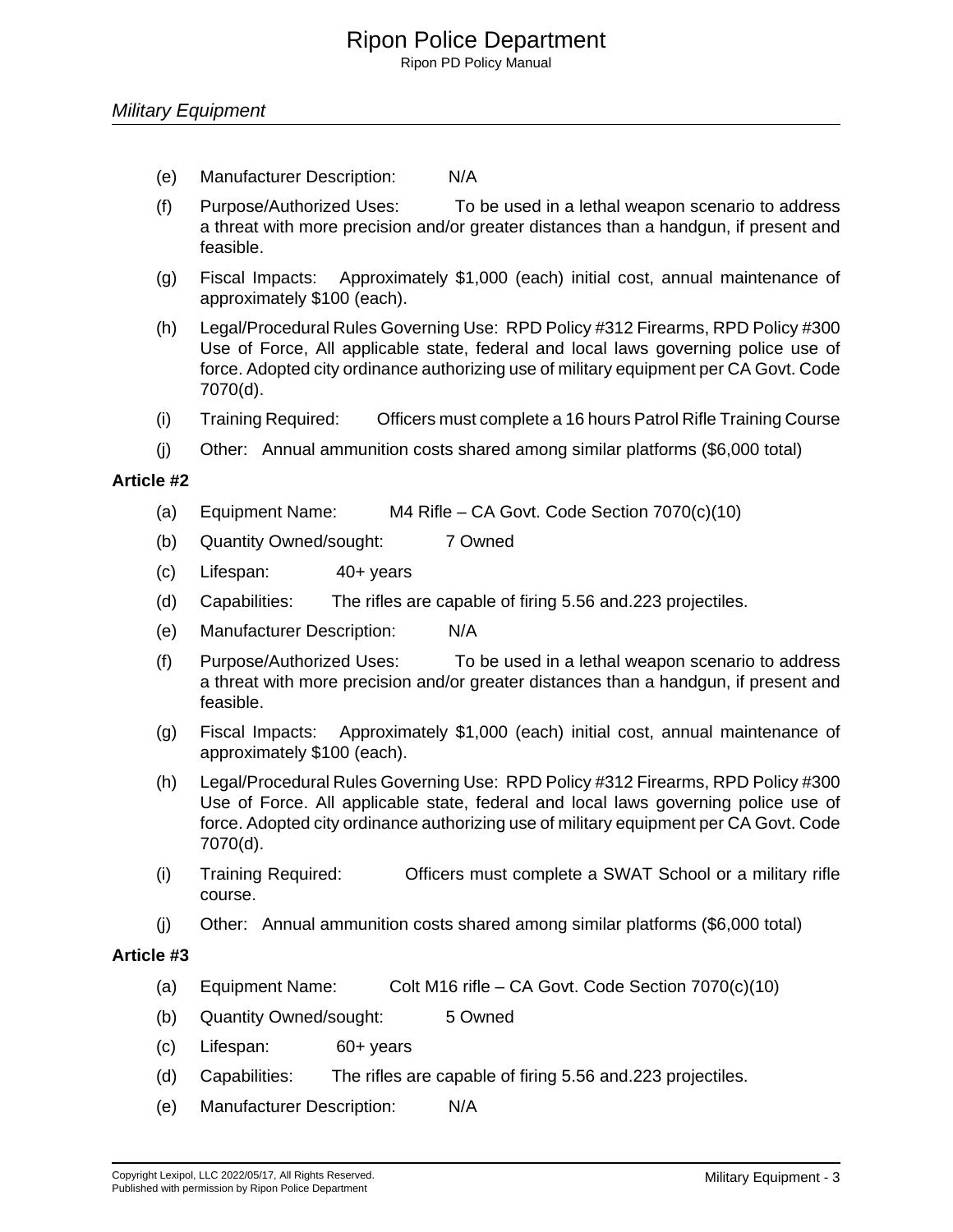- (e) Manufacturer Description: N/A
- (f) Purpose/Authorized Uses: To be used in a lethal weapon scenario to address a threat with more precision and/or greater distances than a handgun, if present and feasible.
- (g) Fiscal Impacts: Approximately $1,000 (each) initial cost, annual maintenance of approximately $100 (each).
- (h) Legal/Procedural Rules Governing Use: RPD Policy #312 Firearms, RPD Policy #300 Use of Force, All applicable state, federal and local laws governing police use of force. Adopted city ordinance authorizing use of military equipment per CA Govt. Code 7070(d).
- (i) Training Required: Officers must complete a 16 hours Patrol Rifle Training Course
- (j) Other: Annual ammunition costs shared among similar platforms ($6,000 total)

**Article #2**

- (a) Equipment Name: M4 Rifle – CA Govt. Code Section 7070(c)(10)
- (b) Quantity Owned/sought: 7 Owned
- (c) Lifespan: 40+ years
- (d) Capabilities: The rifles are capable of firing 5.56 and.223 projectiles.
- (e) Manufacturer Description: N/A
- (f) Purpose/Authorized Uses: To be used in a lethal weapon scenario to address a threat with more precision and/or greater distances than a handgun, if present and feasible.
- (g) Fiscal Impacts: Approximately $1,000 (each) initial cost, annual maintenance of approximately $100 (each).
- (h) Legal/Procedural Rules Governing Use: RPD Policy #312 Firearms, RPD Policy #300 Use of Force. All applicable state, federal and local laws governing police use of force. Adopted city ordinance authorizing use of military equipment per CA Govt. Code 7070(d).
- (i) Training Required: Officers must complete a SWAT School or a military rifle course.
- (j) Other: Annual ammunition costs shared among similar platforms ($6,000 total)

**Article #3**

- (a) Equipment Name: Colt M16 rifle – CA Govt. Code Section 7070(c)(10)
- (b) Quantity Owned/sought: 5 Owned
- (c) Lifespan: 60+ years
- (d) Capabilities: The rifles are capable of firing 5.56 and.223 projectiles.
- (e) Manufacturer Description: N/A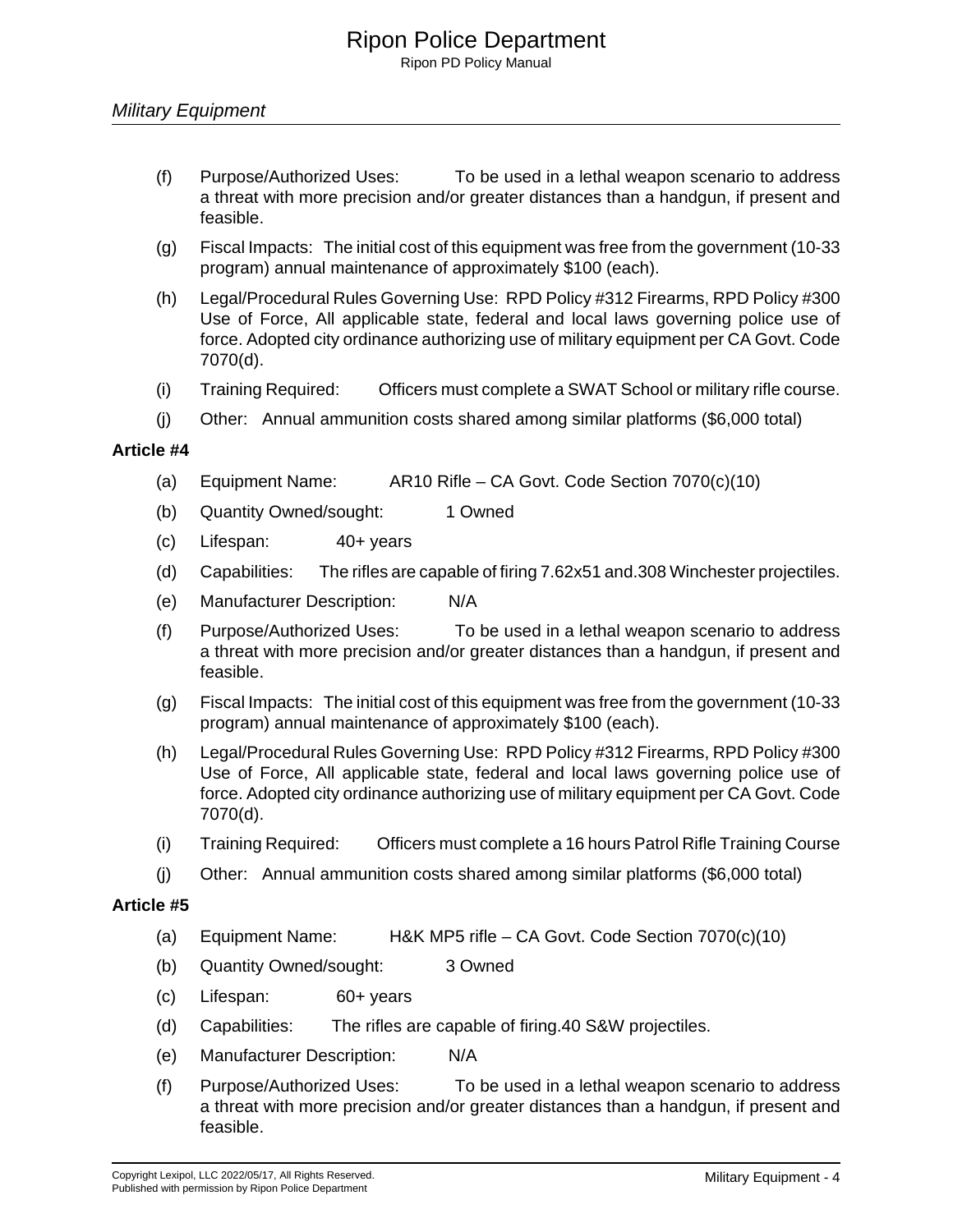(f) Purpose/Authorized Uses: To be used in a lethal weapon scenario to address a threat with more precision and/or greater distances than a handgun, if present and feasible.

(g) Fiscal Impacts: The initial cost of this equipment was free from the government (10-33 program) annual maintenance of approximately $100 (each).

(h) Legal/Procedural Rules Governing Use: RPD Policy #312 Firearms, RPD Policy #300 Use of Force, All applicable state, federal and local laws governing police use of force. Adopted city ordinance authorizing use of military equipment per CA Govt. Code 7070(d).

(i) Training Required: Officers must complete a SWAT School or military rifle course.

(j) Other: Annual ammunition costs shared among similar platforms ($6,000 total)

**Article #4**

(a) Equipment Name: AR10 Rifle – CA Govt. Code Section 7070(c)(10)

(b) Quantity Owned/sought: 1 Owned

(c) Lifespan: 40+ years

(d) Capabilities: The rifles are capable of firing 7.62x51 and.308 Winchester projectiles.

(e) Manufacturer Description: N/A

(f) Purpose/Authorized Uses: To be used in a lethal weapon scenario to address a threat with more precision and/or greater distances than a handgun, if present and feasible.

(g) Fiscal Impacts: The initial cost of this equipment was free from the government (10-33 program) annual maintenance of approximately $100 (each).

(h) Legal/Procedural Rules Governing Use: RPD Policy #312 Firearms, RPD Policy #300 Use of Force, All applicable state, federal and local laws governing police use of force. Adopted city ordinance authorizing use of military equipment per CA Govt. Code 7070(d).

(i) Training Required: Officers must complete a 16 hours Patrol Rifle Training Course

(j) Other: Annual ammunition costs shared among similar platforms ($6,000 total)

**Article #5**

(a) Equipment Name: H&K MP5 rifle – CA Govt. Code Section 7070(c)(10)

(b) Quantity Owned/sought: 3 Owned

(c) Lifespan: 60+ years

(d) Capabilities: The rifles are capable of firing.40 S&W projectiles.

(e) Manufacturer Description: N/A

(f) Purpose/Authorized Uses: To be used in a lethal weapon scenario to address a threat with more precision and/or greater distances than a handgun, if present and feasible.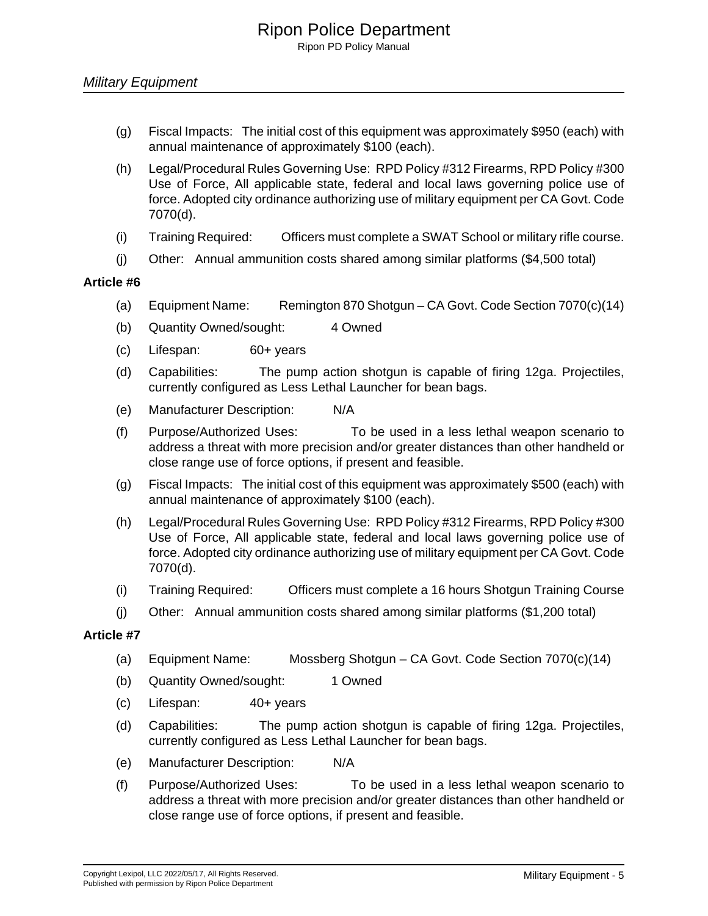(g) Fiscal Impacts: The initial cost of this equipment was approximately $950 (each) with annual maintenance of approximately $100 (each).

(h) Legal/Procedural Rules Governing Use: RPD Policy #312 Firearms, RPD Policy #300 Use of Force, All applicable state, federal and local laws governing police use of force. Adopted city ordinance authorizing use of military equipment per CA Govt. Code 7070(d).

(i) Training Required: Officers must complete a SWAT School or military rifle course.

(j) Other: Annual ammunition costs shared among similar platforms ($4,500 total)

**Article #6**

(a) Equipment Name: Remington 870 Shotgun – CA Govt. Code Section 7070(c)(14)

(b) Quantity Owned/sought: 4 Owned

(c) Lifespan: 60+ years

(d) Capabilities: The pump action shotgun is capable of firing 12ga. Projectiles, currently configured as Less Lethal Launcher for bean bags.

(e) Manufacturer Description: N/A

(f) Purpose/Authorized Uses: To be used in a less lethal weapon scenario to address a threat with more precision and/or greater distances than other handheld or close range use of force options, if present and feasible.

(g) Fiscal Impacts: The initial cost of this equipment was approximately $500 (each) with annual maintenance of approximately $100 (each).

(h) Legal/Procedural Rules Governing Use: RPD Policy #312 Firearms, RPD Policy #300 Use of Force, All applicable state, federal and local laws governing police use of force. Adopted city ordinance authorizing use of military equipment per CA Govt. Code 7070(d).

(i) Training Required: Officers must complete a 16 hours Shotgun Training Course

(j) Other: Annual ammunition costs shared among similar platforms ($1,200 total)

**Article #7**

(a) Equipment Name: Mossberg Shotgun – CA Govt. Code Section 7070(c)(14)

(b) Quantity Owned/sought: 1 Owned

(c) Lifespan: 40+ years

(d) Capabilities: The pump action shotgun is capable of firing 12ga. Projectiles, currently configured as Less Lethal Launcher for bean bags.

(e) Manufacturer Description: N/A

(f) Purpose/Authorized Uses: To be used in a less lethal weapon scenario to address a threat with more precision and/or greater distances than other handheld or close range use of force options, if present and feasible.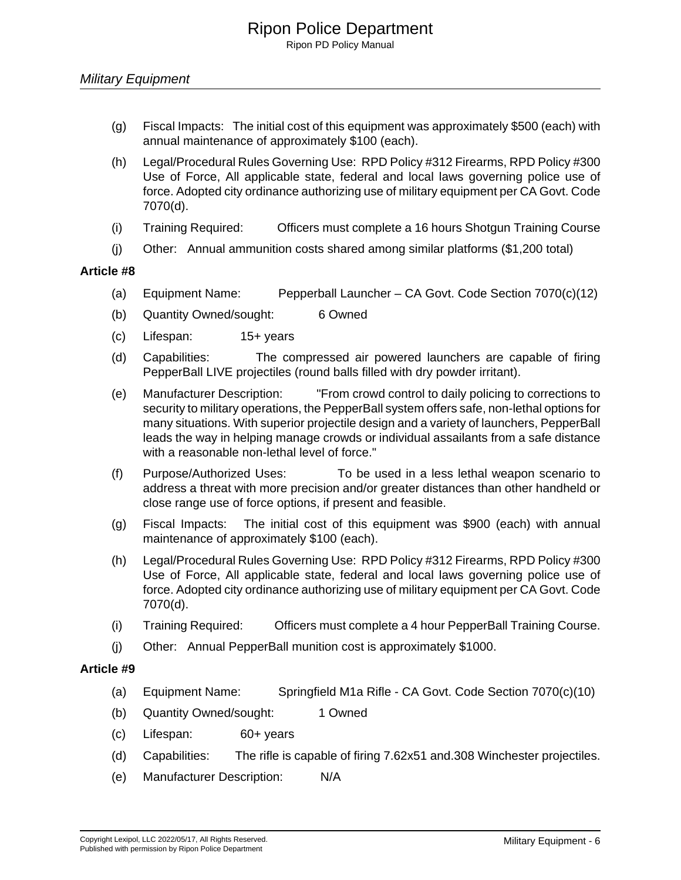## Military Equipment

(g) Fiscal Impacts: The initial cost of this equipment was approximately $500 (each) with annual maintenance of approximately $100 (each).

(h) Legal/Procedural Rules Governing Use: RPD Policy #312 Firearms, RPD Policy #300 Use of Force, All applicable state, federal and local laws governing police use of force. Adopted city ordinance authorizing use of military equipment per CA Govt. Code 7070(d).

(i) Training Required: Officers must complete a 16 hours Shotgun Training Course

(j) Other: Annual ammunition costs shared among similar platforms ($1,200 total)

**Article #8**

(a) Equipment Name: Pepperball Launcher – CA Govt. Code Section 7070(c)(12)

(b) Quantity Owned/sought: 6 Owned

(c) Lifespan: 15+ years

(d) Capabilities: The compressed air powered launchers are capable of firing PepperBall LIVE projectiles (round balls filled with dry powder irritant).

(e) Manufacturer Description: "From crowd control to daily policing to corrections to security to military operations, the PepperBall system offers safe, non-lethal options for many situations. With superior projectile design and a variety of launchers, PepperBall leads the way in helping manage crowds or individual assailants from a safe distance with a reasonable non-lethal level of force."

(f) Purpose/Authorized Uses: To be used in a less lethal weapon scenario to address a threat with more precision and/or greater distances than other handheld or close range use of force options, if present and feasible.

(g) Fiscal Impacts: The initial cost of this equipment was $900 (each) with annual maintenance of approximately $100 (each).

(h) Legal/Procedural Rules Governing Use: RPD Policy #312 Firearms, RPD Policy #300 Use of Force, All applicable state, federal and local laws governing police use of force. Adopted city ordinance authorizing use of military equipment per CA Govt. Code 7070(d).

(i) Training Required: Officers must complete a 4 hour PepperBall Training Course.

(j) Other: Annual PepperBall munition cost is approximately $1000.

**Article #9**

(a) Equipment Name: Springfield M1a Rifle - CA Govt. Code Section 7070(c)(10)

(b) Quantity Owned/sought: 1 Owned

(c) Lifespan: 60+ years

(d) Capabilities: The rifle is capable of firing 7.62x51 and.308 Winchester projectiles.

(e) Manufacturer Description: N/A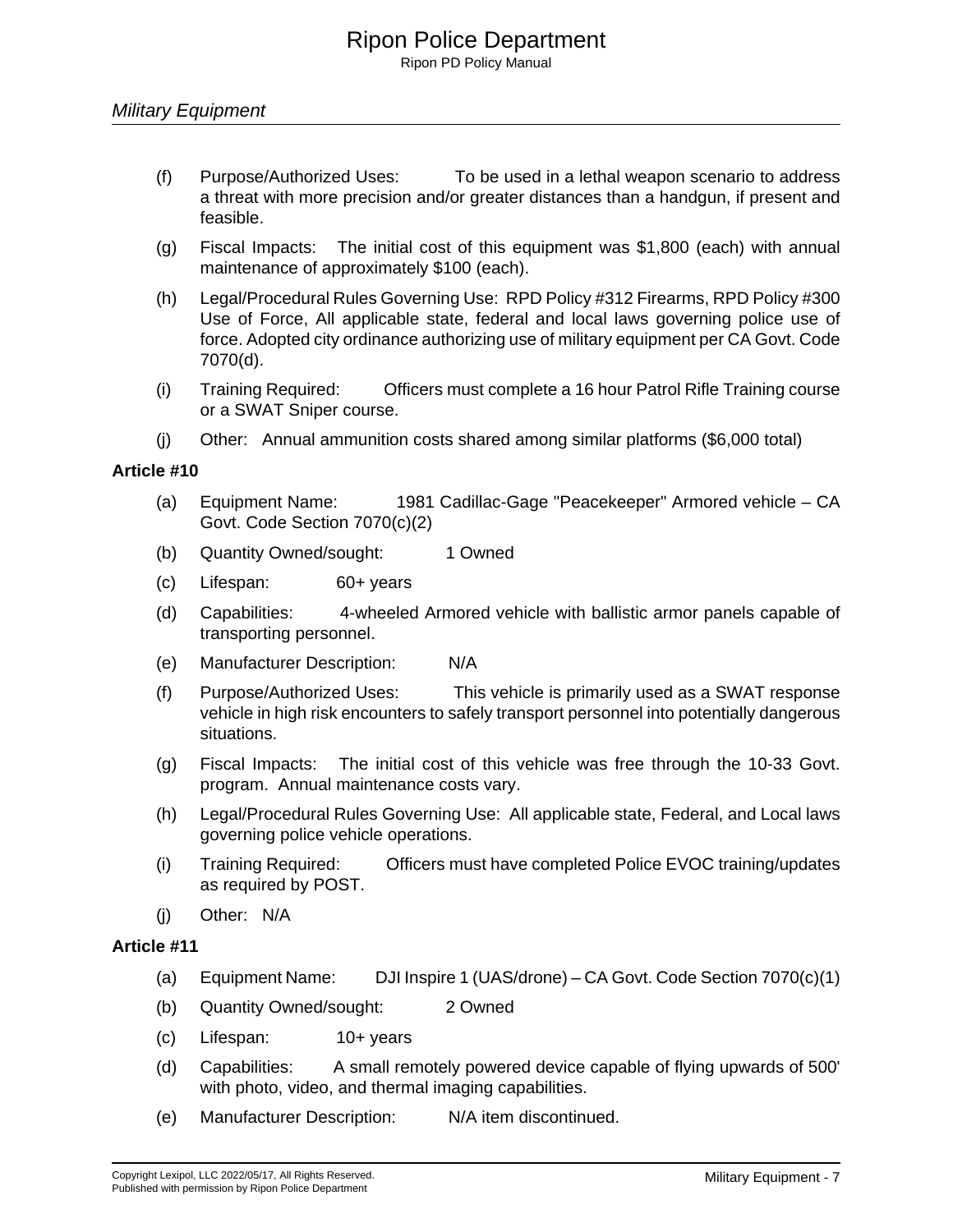(f) Purpose/Authorized Uses: To be used in a lethal weapon scenario to address a threat with more precision and/or greater distances than a handgun, if present and feasible.

(g) Fiscal Impacts: The initial cost of this equipment was $1,800 (each) with annual maintenance of approximately $100 (each).

(h) Legal/Procedural Rules Governing Use: RPD Policy #312 Firearms, RPD Policy #300 Use of Force, All applicable state, federal and local laws governing police use of force. Adopted city ordinance authorizing use of military equipment per CA Govt. Code 7070(d).

(i) Training Required: Officers must complete a 16 hour Patrol Rifle Training course or a SWAT Sniper course.

(j) Other: Annual ammunition costs shared among similar platforms ($6,000 total)

**Article #10**

(a) Equipment Name: 1981 Cadillac-Gage "Peacekeeper" Armored vehicle – CA Govt. Code Section 7070(c)(2)

(b) Quantity Owned/sought: 1 Owned

(c) Lifespan: 60+ years

(d) Capabilities: 4-wheeled Armored vehicle with ballistic armor panels capable of transporting personnel.

(e) Manufacturer Description: N/A

(f) Purpose/Authorized Uses: This vehicle is primarily used as a SWAT response vehicle in high risk encounters to safely transport personnel into potentially dangerous situations.

(g) Fiscal Impacts: The initial cost of this vehicle was free through the 10-33 Govt. program. Annual maintenance costs vary.

(h) Legal/Procedural Rules Governing Use: All applicable state, Federal, and Local laws governing police vehicle operations.

(i) Training Required: Officers must have completed Police EVOC training/updates as required by POST.

(j) Other: N/A

**Article #11**

(a) Equipment Name: DJI Inspire 1 (UAS/drone) – CA Govt. Code Section 7070(c)(1)

(b) Quantity Owned/sought: 2 Owned

(c) Lifespan: 10+ years

(d) Capabilities: A small remotely powered device capable of flying upwards of 500' with photo, video, and thermal imaging capabilities.

(e) Manufacturer Description: N/A item discontinued.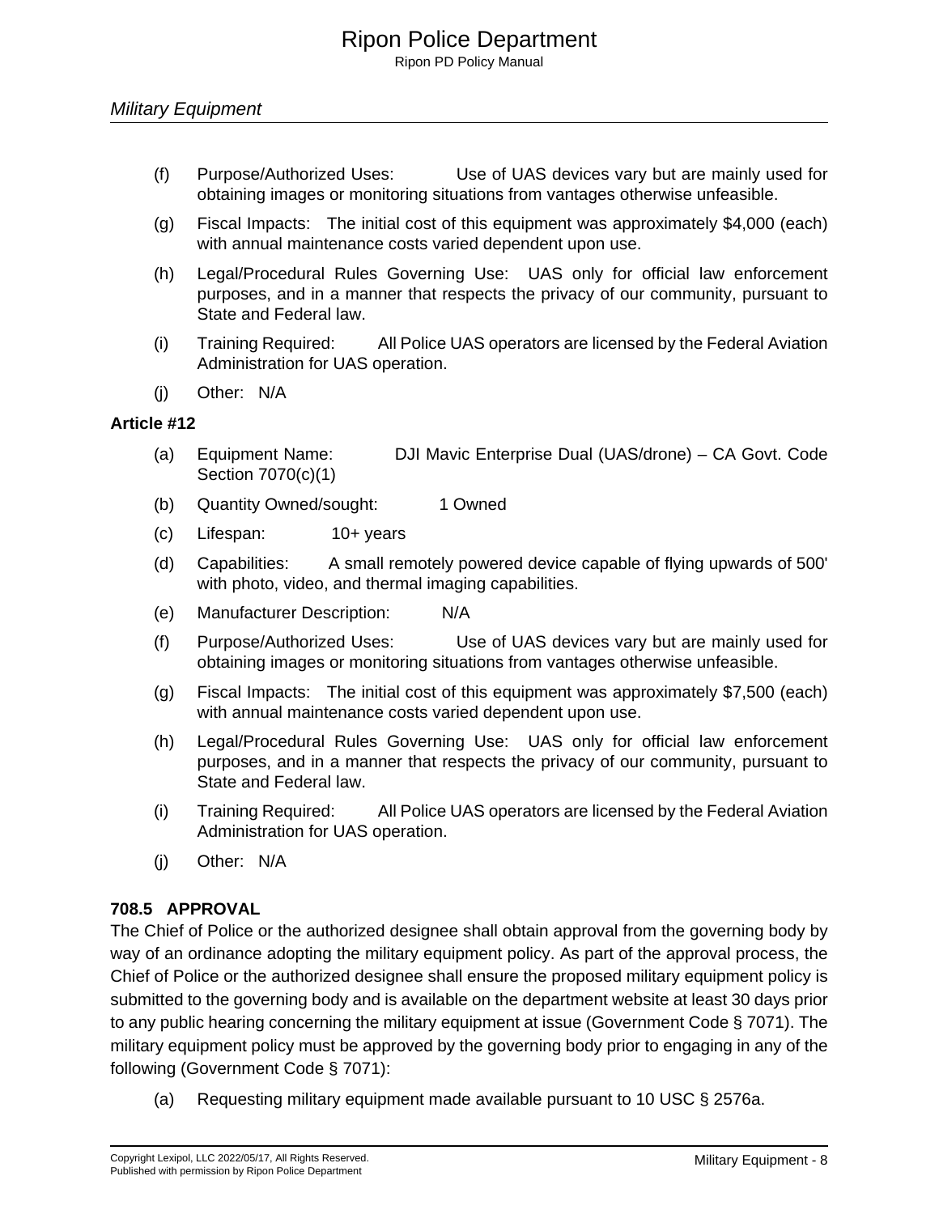(f) Purpose/Authorized Uses: Use of UAS devices vary but are mainly used for obtaining images or monitoring situations from vantages otherwise unfeasible.

(g) Fiscal Impacts: The initial cost of this equipment was approximately $4,000 (each) with annual maintenance costs varied dependent upon use.

(h) Legal/Procedural Rules Governing Use: UAS only for official law enforcement purposes, and in a manner that respects the privacy of our community, pursuant to State and Federal law.

(i) Training Required: All Police UAS operators are licensed by the Federal Aviation Administration for UAS operation.

(j) Other: N/A

**Article #12**

(a) Equipment Name: DJI Mavic Enterprise Dual (UAS/drone) – CA Govt. Code Section 7070(c)(1)

(b) Quantity Owned/sought: 1 Owned

(c) Lifespan: 10+ years

(d) Capabilities: A small remotely powered device capable of flying upwards of 500' with photo, video, and thermal imaging capabilities.

(e) Manufacturer Description: N/A

(f) Purpose/Authorized Uses: Use of UAS devices vary but are mainly used for obtaining images or monitoring situations from vantages otherwise unfeasible.

(g) Fiscal Impacts: The initial cost of this equipment was approximately $7,500 (each) with annual maintenance costs varied dependent upon use.

(h) Legal/Procedural Rules Governing Use: UAS only for official law enforcement purposes, and in a manner that respects the privacy of our community, pursuant to State and Federal law.

(i) Training Required: All Police UAS operators are licensed by the Federal Aviation Administration for UAS operation.

(j) Other: N/A

## 708.5 APPROVAL

The Chief of Police or the authorized designee shall obtain approval from the governing body by way of an ordinance adopting the military equipment policy. As part of the approval process, the Chief of Police or the authorized designee shall ensure the proposed military equipment policy is submitted to the governing body and is available on the department website at least 30 days prior to any public hearing concerning the military equipment at issue (Government Code § 7071). The military equipment policy must be approved by the governing body prior to engaging in any of the following (Government Code § 7071):

(a) Requesting military equipment made available pursuant to 10 USC § 2576a.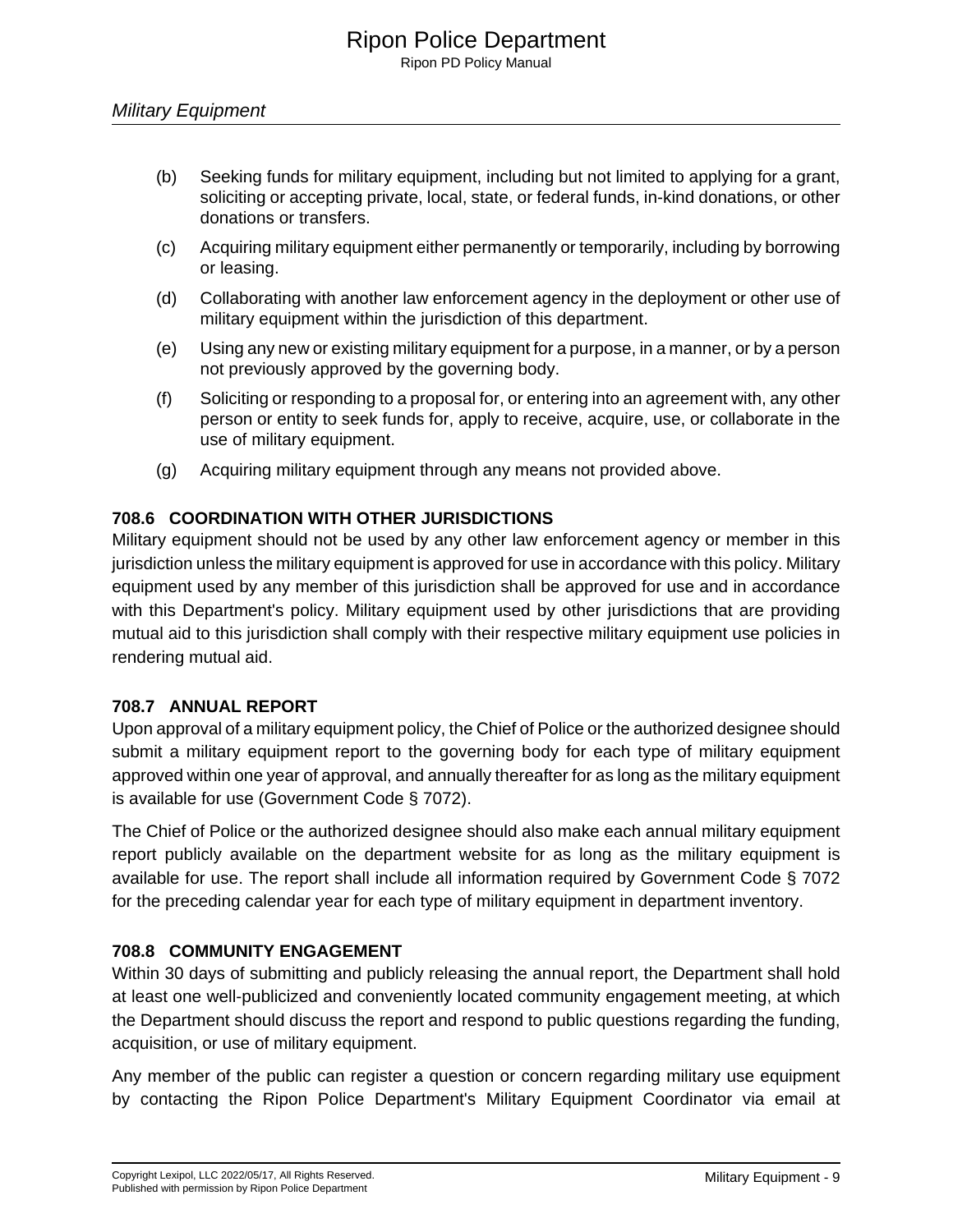## Military Equipment

(b) Seeking funds for military equipment, including but not limited to applying for a grant, soliciting or accepting private, local, state, or federal funds, in-kind donations, or other donations or transfers.

(c) Acquiring military equipment either permanently or temporarily, including by borrowing or leasing.

(d) Collaborating with another law enforcement agency in the deployment or other use of military equipment within the jurisdiction of this department.

(e) Using any new or existing military equipment for a purpose, in a manner, or by a person not previously approved by the governing body.

(f) Soliciting or responding to a proposal for, or entering into an agreement with, any other person or entity to seek funds for, apply to receive, acquire, use, or collaborate in the use of military equipment.

(g) Acquiring military equipment through any means not provided above.

### 708.6 COORDINATION WITH OTHER JURISDICTIONS

Military equipment should not be used by any other law enforcement agency or member in this jurisdiction unless the military equipment is approved for use in accordance with this policy. Military equipment used by any member of this jurisdiction shall be approved for use and in accordance with this Department's policy. Military equipment used by other jurisdictions that are providing mutual aid to this jurisdiction shall comply with their respective military equipment use policies in rendering mutual aid.

### 708.7 ANNUAL REPORT

Upon approval of a military equipment policy, the Chief of Police or the authorized designee should submit a military equipment report to the governing body for each type of military equipment approved within one year of approval, and annually thereafter for as long as the military equipment is available for use (Government Code § 7072).

The Chief of Police or the authorized designee should also make each annual military equipment report publicly available on the department website for as long as the military equipment is available for use. The report shall include all information required by Government Code § 7072 for the preceding calendar year for each type of military equipment in department inventory.

### 708.8 COMMUNITY ENGAGEMENT

Within 30 days of submitting and publicly releasing the annual report, the Department shall hold at least one well-publicized and conveniently located community engagement meeting, at which the Department should discuss the report and respond to public questions regarding the funding, acquisition, or use of military equipment.

Any member of the public can register a question or concern regarding military use equipment by contacting the Ripon Police Department's Military Equipment Coordinator via email at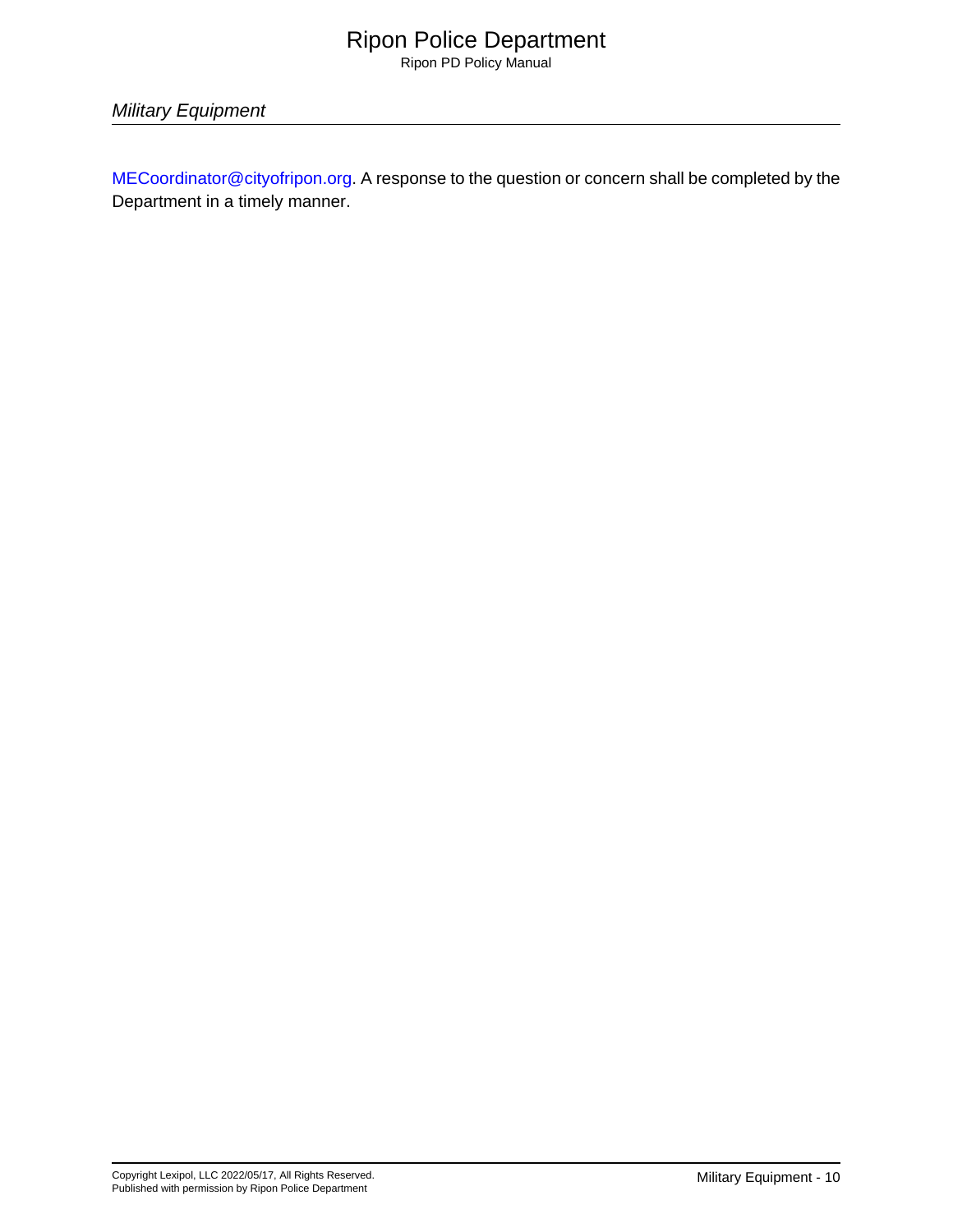MECoordinator@cityofripon.org. A response to the question or concern shall be completed by the Department in a timely manner.